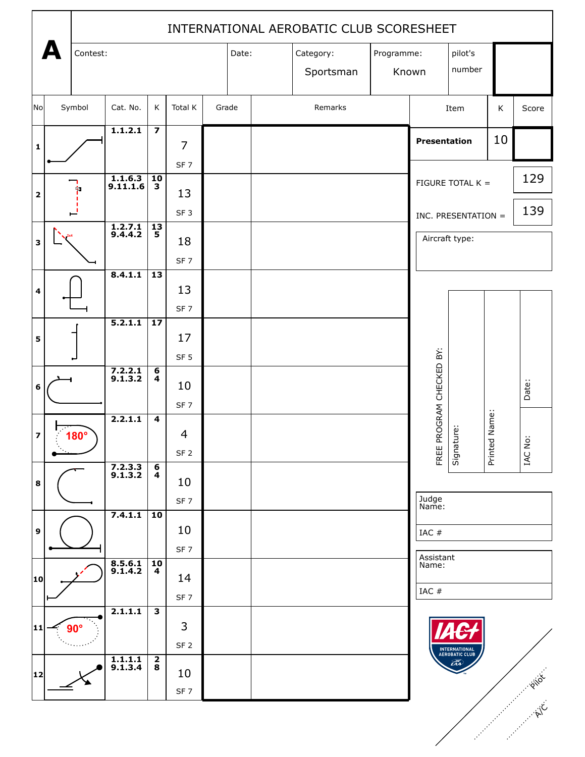# A

## INTERNATIONAL AEROBATIC CLUB SCORESHEET

| Contest: | Date: | Category: | Programme: | pilot's number | |
|---|---|---|---|---|---|
| | | Sportsman | Known | | |

| No | Symbol | Cat. No. | K | Total K | Grade | Remarks |
|---|---|---|---|---|---|---|
| 1 | | 1.1.2.1 | 7 | 7 SF 7 | | |
| 2 | | 1.1.6.3 9.11.1.6 | 10 3 | 13 SF 3 | | |
| 3 | 2x4 | 1.2.7.1 9.4.4.2 | 13 5 | 18 SF 7 | | |
| 4 | | 8.4.1.1 | 13 | 13 SF 7 | | |
| 5 | | 5.2.1.1 | 17 | 17 SF 5 | | |
| 6 | | 7.2.2.1 9.1.3.2 | 6 4 | 10 SF 7 | | |
| 7 | 180° | 2.2.1.1 | 4 | 4 SF 2 | | |
| 8 | | 7.2.3.3 9.1.3.2 | 6 4 | 10 SF 7 | | |
| 9 | | 7.4.1.1 | 10 | 10 SF 7 | | |
| 10 | | 8.5.6.1 9.1.4.2 | 10 4 | 14 SF 7 | | |
| 11 | 90° | 2.1.1.1 | 3 | 3 SF 2 | | |
| 12 | | 1.1.1.1 9.1.3.4 | 2 8 | 10 SF 7 | | |

| Item | K | Score |
|---|---|---|
| **Presentation** | 10 | |

FIGURE TOTAL K = 129

INC. PRESENTATION = 139

Aircraft type:

FREE PROGRAM CHECKED BY:

| Signature: | Printed Name: | IAC No: | Date: |
|---|---|---|---|
| | | | |

Judge Name:

IAC #

Assistant Name:

IAC #

INTERNATIONAL AEROBATIC CLUB EAA

Pilot

A/C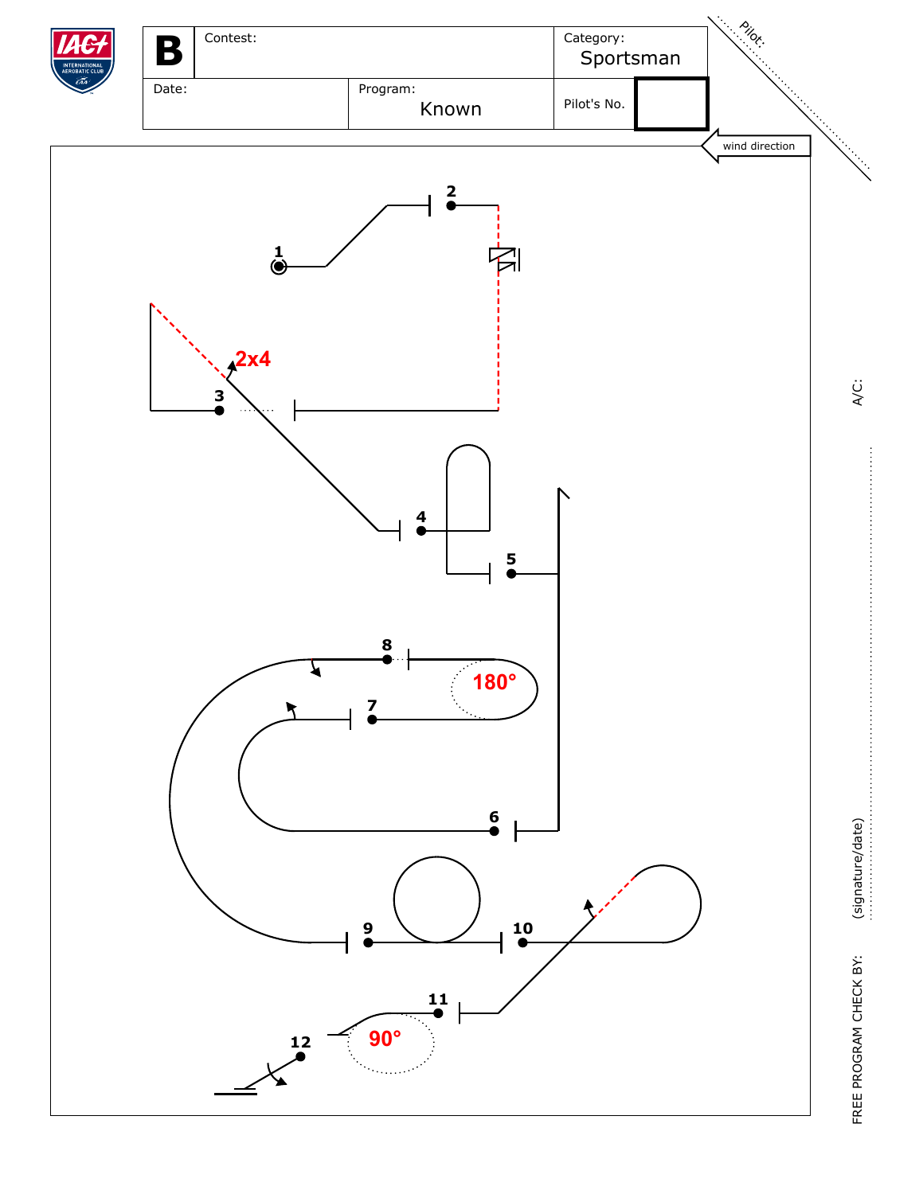| B | Contest: | | Category: Sportsman | |
|---|---|---|---|---|
| Date: | | Program: Known | Pilot's No. | |

Pilot:

wind direction

1

2

3

2x4

4

5

6

7

8

180°

9

10

11

90°

12

A/C:

(signature/date)

FREE PROGRAM CHECK BY: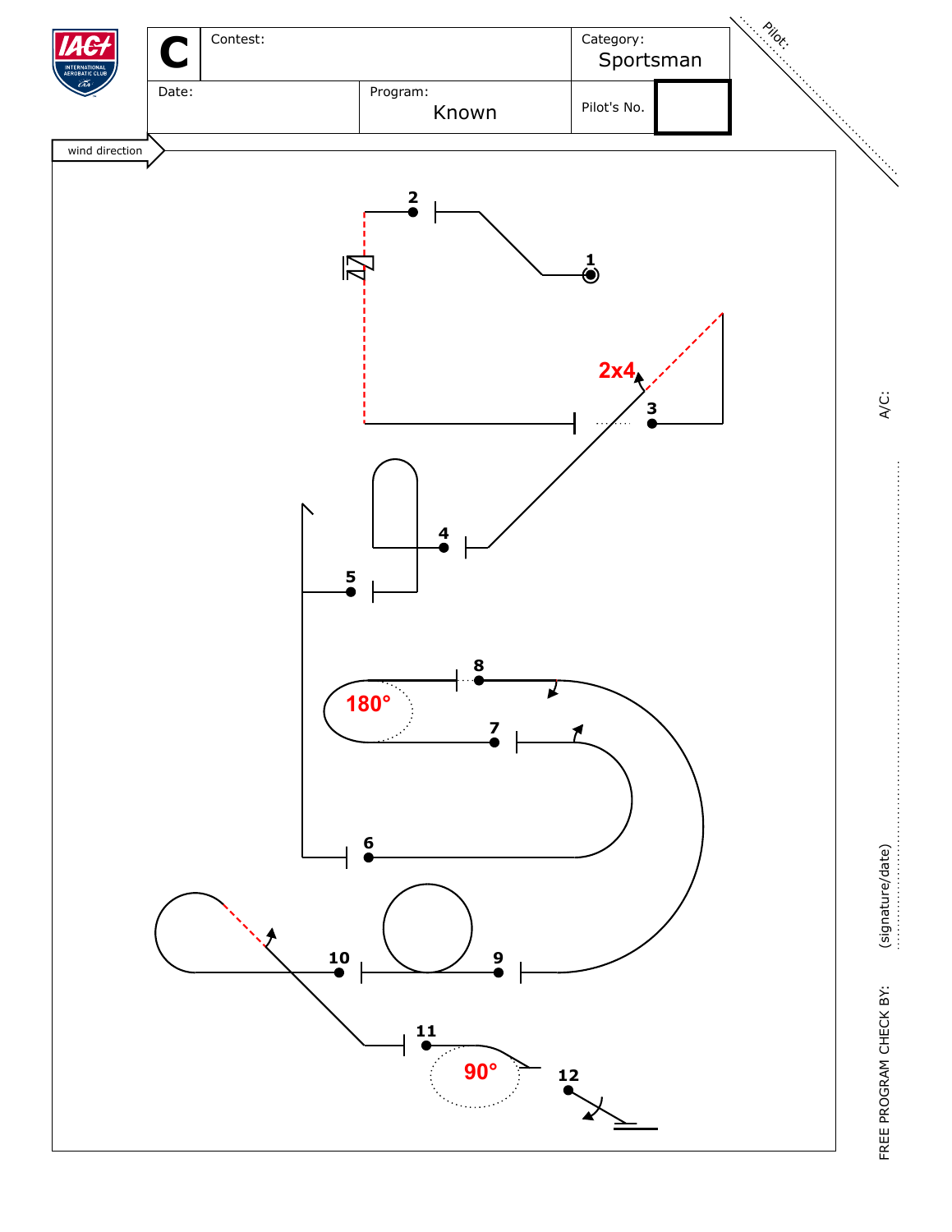| C | Contest: | Category: Sportsman |
| --- | --- | --- |
| Date: | Program: Known | Pilot's No. |

Pilot:

wind direction

2

1

2x4

3

4

5

8

180°

7

6

10

9

11

90°

12

A/C:

FREE PROGRAM CHECK BY: (signature/date)